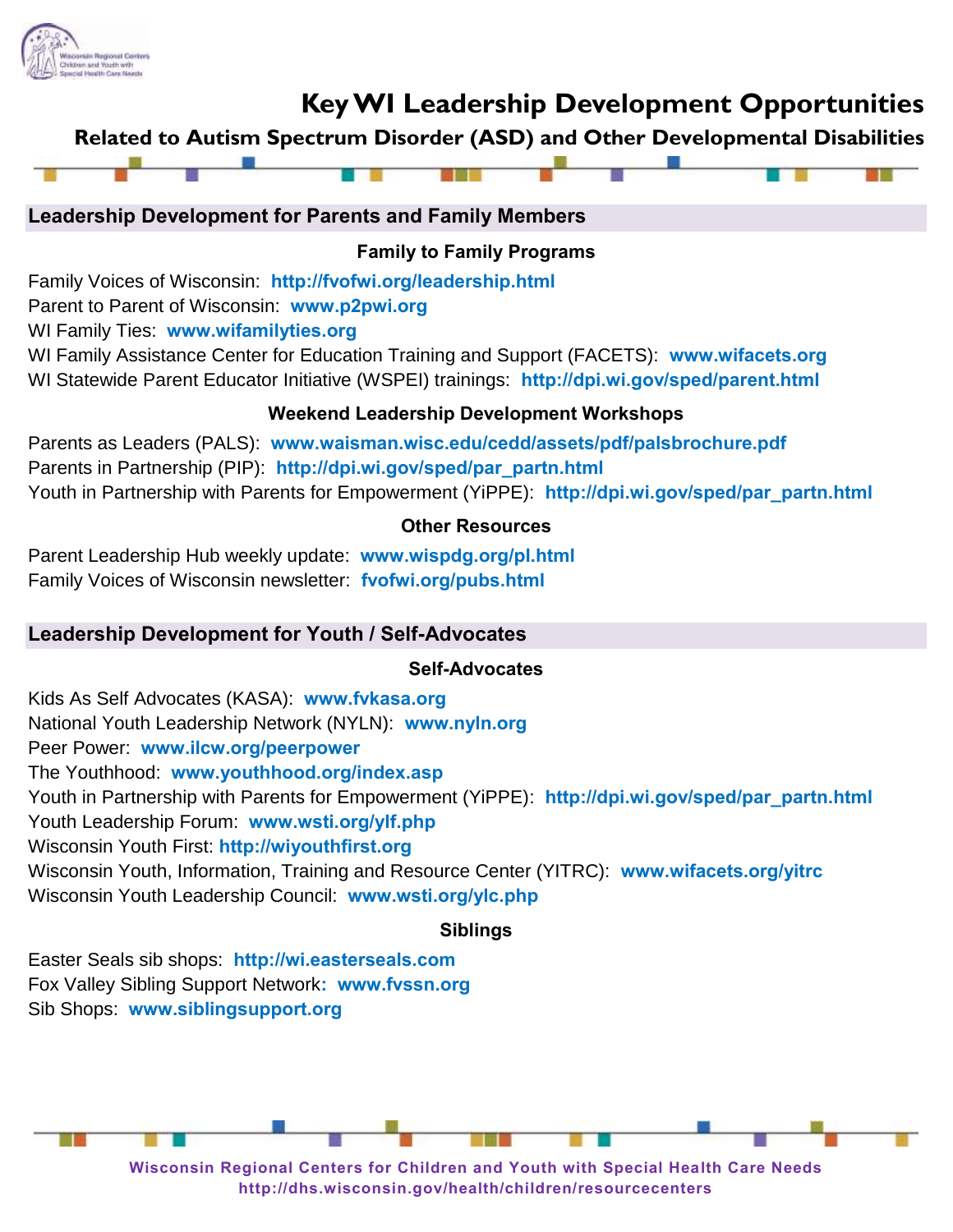# Key WI Leadership Development Opportunities

**Related to Autism Spectrum Disorder (ASD) and Other Developmental Disabilities**

## Leadership Development for Parents and Family Members

### Family to Family Programs

Family Voices of Wisconsin: **http://fvofwi.org/leadership.html**
Parent to Parent of Wisconsin: **www.p2pwi.org**
WI Family Ties: **www.wifamilyties.org**
WI Family Assistance Center for Education Training and Support (FACETS): **www.wifacets.org**
WI Statewide Parent Educator Initiative (WSPEI) trainings: **http://dpi.wi.gov/sped/parent.html**

### Weekend Leadership Development Workshops

Parents as Leaders (PALS): **www.waisman.wisc.edu/cedd/assets/pdf/palsbrochure.pdf**
Parents in Partnership (PIP): **http://dpi.wi.gov/sped/par_partn.html**
Youth in Partnership with Parents for Empowerment (YiPPE): **http://dpi.wi.gov/sped/par_partn.html**

### Other Resources

Parent Leadership Hub weekly update: **www.wispdg.org/pl.html**
Family Voices of Wisconsin newsletter: **fvofwi.org/pubs.html**

## Leadership Development for Youth / Self-Advocates

### Self-Advocates

Kids As Self Advocates (KASA): **www.fvkasa.org**
National Youth Leadership Network (NYLN): **www.nyln.org**
Peer Power: **www.ilcw.org/peerpower**
The Youthhood: **www.youthhood.org/index.asp**
Youth in Partnership with Parents for Empowerment (YiPPE): **http://dpi.wi.gov/sped/par_partn.html**
Youth Leadership Forum: **www.wsti.org/ylf.php**
Wisconsin Youth First: **http://wiyouthfirst.org**
Wisconsin Youth, Information, Training and Resource Center (YITRC): **www.wifacets.org/yitrc**
Wisconsin Youth Leadership Council: **www.wsti.org/ylc.php**

### Siblings

Easter Seals sib shops: **http://wi.easterseals.com**
Fox Valley Sibling Support Network: **www.fvssn.org**
Sib Shops: **www.siblingsupport.org**

**Wisconsin Regional Centers for Children and Youth with Special Health Care Needs**
**http://dhs.wisconsin.gov/health/children/resourcecenters**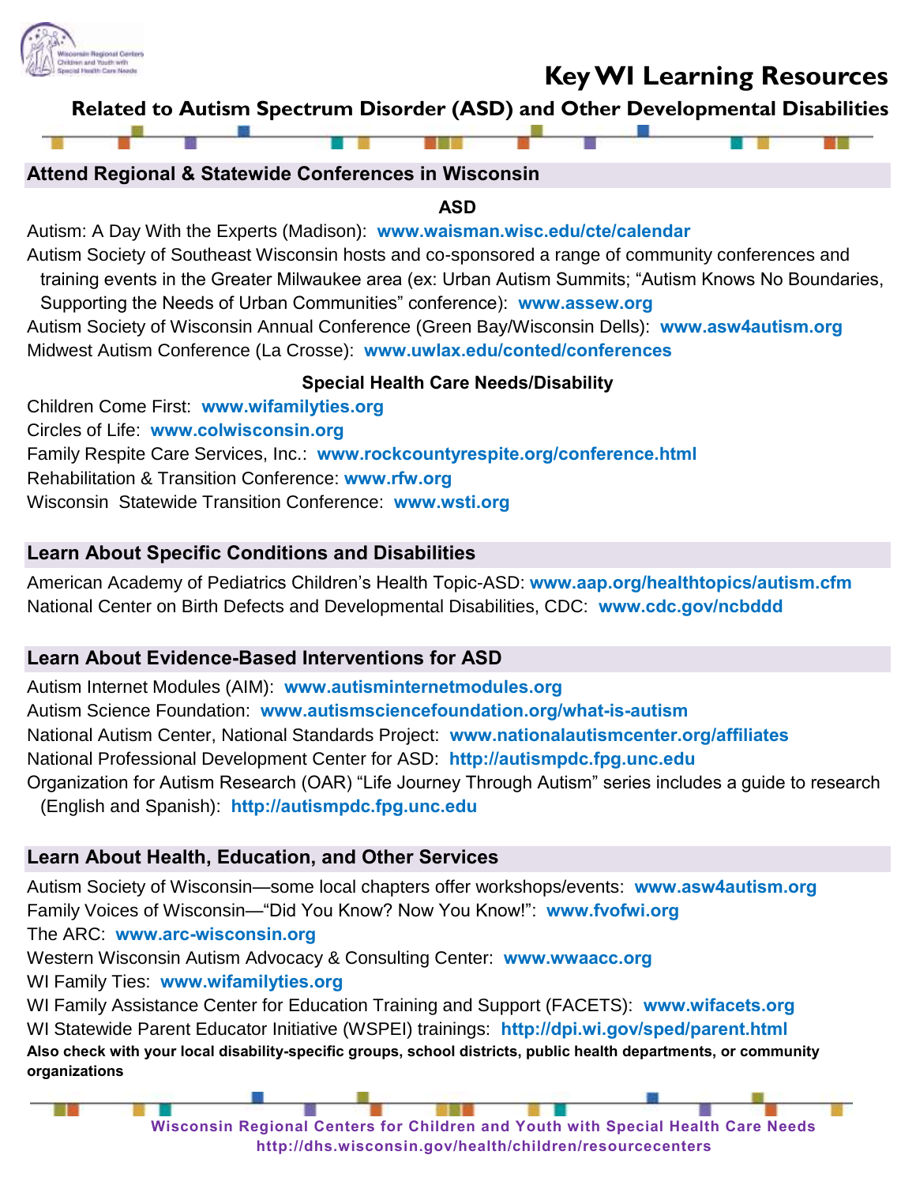# Key WI Learning Resources

## Related to Autism Spectrum Disorder (ASD) and Other Developmental Disabilities

### Attend Regional & Statewide Conferences in Wisconsin

**ASD**

Autism: A Day With the Experts (Madison): **www.waisman.wisc.edu/cte/calendar**

Autism Society of Southeast Wisconsin hosts and co-sponsored a range of community conferences and training events in the Greater Milwaukee area (ex: Urban Autism Summits; "Autism Knows No Boundaries, Supporting the Needs of Urban Communities" conference): **www.assew.org**

Autism Society of Wisconsin Annual Conference (Green Bay/Wisconsin Dells): **www.asw4autism.org**

Midwest Autism Conference (La Crosse): **www.uwlax.edu/conted/conferences**

**Special Health Care Needs/Disability**

Children Come First: **www.wifamilyties.org**

Circles of Life: **www.colwisconsin.org**

Family Respite Care Services, Inc.: **www.rockcountyrespite.org/conference.html**

Rehabilitation & Transition Conference: **www.rfw.org**

Wisconsin Statewide Transition Conference: **www.wsti.org**

### Learn About Specific Conditions and Disabilities

American Academy of Pediatrics Children's Health Topic-ASD: **www.aap.org/healthtopics/autism.cfm**

National Center on Birth Defects and Developmental Disabilities, CDC: **www.cdc.gov/ncbddd**

### Learn About Evidence-Based Interventions for ASD

Autism Internet Modules (AIM): **www.autisminternetmodules.org**

Autism Science Foundation: **www.autismsciencefoundation.org/what-is-autism**

National Autism Center, National Standards Project: **www.nationalautismcenter.org/affiliates**

National Professional Development Center for ASD: **http://autismpdc.fpg.unc.edu**

Organization for Autism Research (OAR) "Life Journey Through Autism" series includes a guide to research (English and Spanish): **http://autismpdc.fpg.unc.edu**

### Learn About Health, Education, and Other Services

Autism Society of Wisconsin—some local chapters offer workshops/events: **www.asw4autism.org**

Family Voices of Wisconsin—"Did You Know? Now You Know!": **www.fvofwi.org**

The ARC: **www.arc-wisconsin.org**

Western Wisconsin Autism Advocacy & Consulting Center: **www.wwaacc.org**

WI Family Ties: **www.wifamilyties.org**

WI Family Assistance Center for Education Training and Support (FACETS): **www.wifacets.org**

WI Statewide Parent Educator Initiative (WSPEI) trainings: **http://dpi.wi.gov/sped/parent.html**

**Also check with your local disability-specific groups, school districts, public health departments, or community organizations**

**Wisconsin Regional Centers for Children and Youth with Special Health Care Needs**
**http://dhs.wisconsin.gov/health/children/resourcecenters**